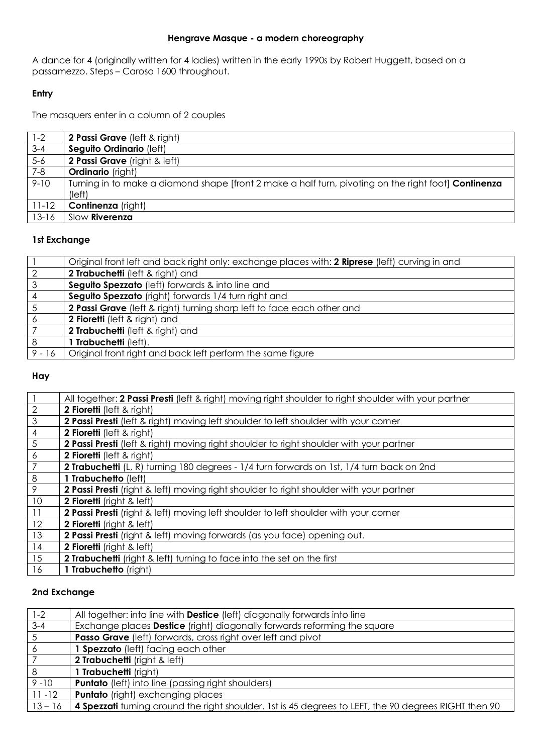# Hengrave Masque - a modern choreography

A dance for 4 (originally written for 4 ladies) written in the early 1990s by Robert Huggett, based on a passamezzo. Steps – Caroso 1600 throughout.

### Entry

The masquers enter in a column of 2 couples

| | |
|---|---|
| 1-2 | **2 Passi Grave** (left & right) |
| 3-4 | **Seguito Ordinario** (left) |
| 5-6 | **2 Passi Grave** (right & left) |
| 7-8 | **Ordinario** (right) |
| 9-10 | Turning in to make a diamond shape [front 2 make a half turn, pivoting on the right foot] **Continenza** (left) |
| 11-12 | **Continenza** (right) |
| 13-16 | Slow **Riverenza** |

### 1st Exchange

| | |
|---|---|
| 1 | Original front left and back right only: exchange places with: **2 Riprese** (left) curving in and |
| 2 | **2 Trabuchetti** (left & right) and |
| 3 | **Seguito Spezzato** (left) forwards & into line and |
| 4 | **Seguito Spezzato** (right) forwards 1/4 turn right and |
| 5 | **2 Passi Grave** (left & right) turning sharp left to face each other and |
| 6 | **2 Fioretti** (left & right) and |
| 7 | **2 Trabuchetti** (left & right) and |
| 8 | **1 Trabuchetti** (left). |
| 9 - 16 | Original front right and back left perform the same figure |

### Hay

| | |
|---|---|
| 1 | All together: **2 Passi Presti** (left & right) moving right shoulder to right shoulder with your partner |
| 2 | **2 Fioretti** (left & right) |
| 3 | **2 Passi Presti** (left & right) moving left shoulder to left shoulder with your corner |
| 4 | **2 Fioretti** (left & right) |
| 5 | **2 Passi Presti** (left & right) moving right shoulder to right shoulder with your partner |
| 6 | **2 Fioretti** (left & right) |
| 7 | **2 Trabuchetti** (L, R) turning 180 degrees - 1/4 turn forwards on 1st, 1/4 turn back on 2nd |
| 8 | **1 Trabuchetto** (left) |
| 9 | **2 Passi Presti** (right & left) moving right shoulder to right shoulder with your partner |
| 10 | **2 Fioretti** (right & left) |
| 11 | **2 Passi Presti** (right & left) moving left shoulder to left shoulder with your corner |
| 12 | **2 Fioretti** (right & left) |
| 13 | **2 Passi Presti** (right & left) moving forwards (as you face) opening out. |
| 14 | **2 Fioretti** (right & left) |
| 15 | **2 Trabuchetti** (right & left) turning to face into the set on the first |
| 16 | **1 Trabuchetto** (right) |

### 2nd Exchange

| | |
|---|---|
| 1-2 | All together: into line with **Destice** (left) diagonally forwards into line |
| 3-4 | Exchange places **Destice** (right) diagonally forwards reforming the square |
| 5 | **Passo Grave** (left) forwards, cross right over left and pivot |
| 6 | **1 Spezzato** (left) facing each other |
| 7 | **2 Trabuchetti** (right & left) |
| 8 | **1 Trabuchetti** (right) |
| 9 -10 | **Puntato** (left) into line (passing right shoulders) |
| 11 -12 | **Puntato** (right) exchanging places |
| 13 – 16 | **4 Spezzati** turning around the right shoulder. 1st is 45 degrees to LEFT, the 90 degrees RIGHT then 90 |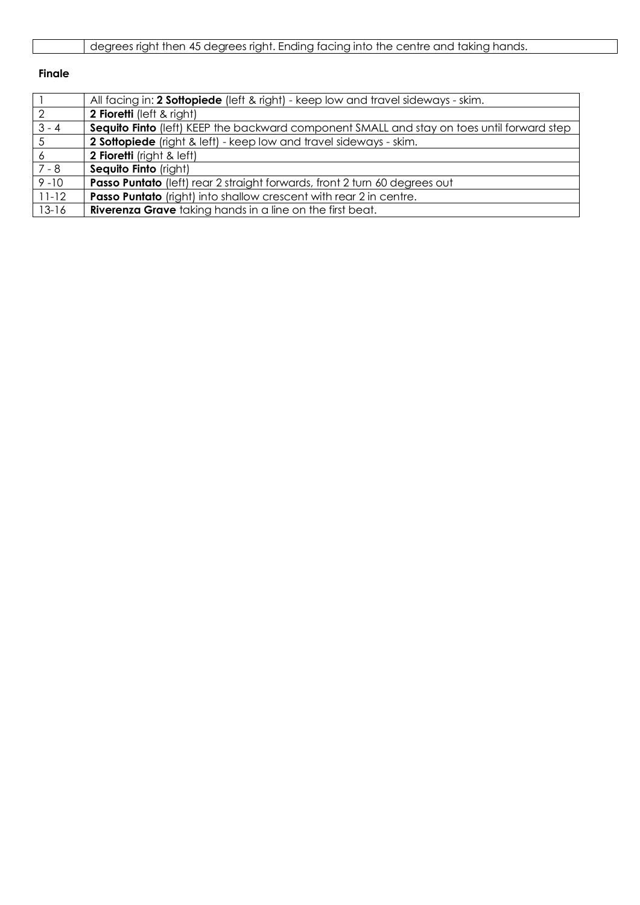| | |
|---|---|
| | degrees right then 45 degrees right. Ending facing into the centre and taking hands. |

**Finale**

| | |
|---|---|
| 1 | All facing in: **2 Sottopiede** (left & right) - keep low and travel sideways - skim. |
| 2 | **2 Fioretti** (left & right) |
| 3 - 4 | **Sequito Finto** (left) KEEP the backward component SMALL and stay on toes until forward step |
| 5 | **2 Sottopiede** (right & left) - keep low and travel sideways - skim. |
| 6 | **2 Fioretti** (right & left) |
| 7 - 8 | **Sequito Finto** (right) |
| 9 -10 | **Passo Puntato** (left) rear 2 straight forwards, front 2 turn 60 degrees out |
| 11-12 | **Passo Puntato** (right) into shallow crescent with rear 2 in centre. |
| 13-16 | **Riverenza Grave** taking hands in a line on the first beat. |